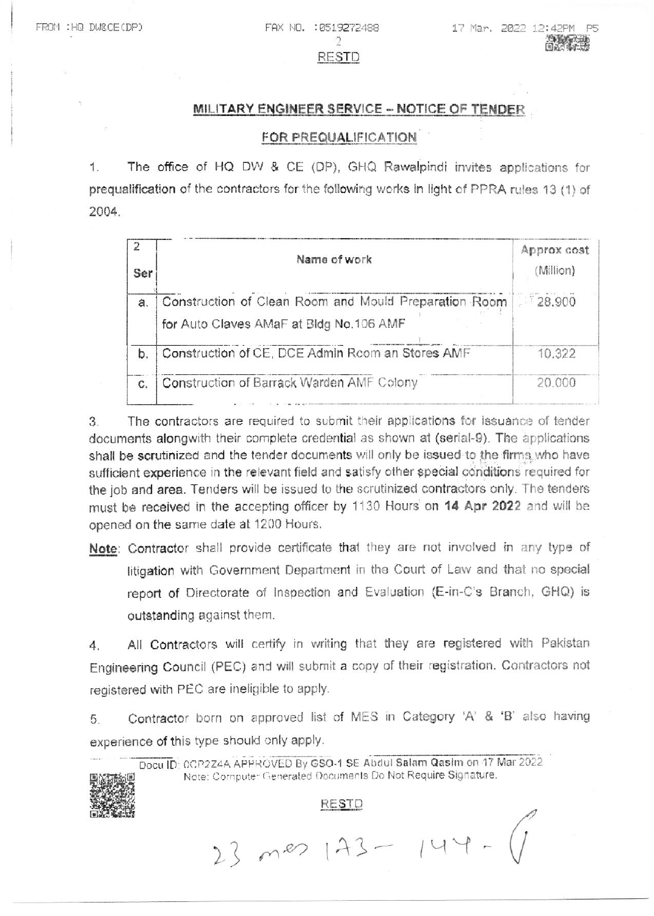RESTD

## MILITARY ENGINEER SERVICE – NOTICE OF TENDER

### FOR PREQUALIFICATION

1. The office of HQ DW & CE (DP), GHQ Rawalpindi invites applications for prequalification of the contractors for the following works in light of PPRA rules 13 (1) of 2004.

| 2<br>Ser | Name of work | Approx cost (Million) |
|---|---|---|
| a. | Construction of Clean Room and Mould Preparation Room for Auto Claves AMaF at Bldg No.106 AMF | 28.900 |
| b. | Construction of CE, DCE Admin Room an Stores AMF | 10.322 |
| c. | Construction of Barrack Warden AMF Colony | 20.000 |

3. The contractors are required to submit their applications for issuance of tender documents alongwith their complete credential as shown at (serial-9). The applications shall be scrutinized and the tender documents will only be issued to the firms who have sufficient experience in the relevant field and satisfy other special conditions required for the job and area. Tenders will be issued to the scrutinized contractors only. The tenders must be received in the accepting officer by 1130 Hours on **14 Apr 2022** and will be opened on the same date at 1200 Hours.

**Note**: Contractor shall provide certificate that they are not involved in any type of litigation with Government Department in the Court of Law and that no special report of Directorate of Inspection and Evaluation (E-in-C's Branch, GHQ) is outstanding against them.

4. All Contractors will certify in writing that they are registered with Pakistan Engineering Council (PEC) and will submit a copy of their registration. Contractors not registered with PEC are ineligible to apply.

5. Contractor born on approved list of MES in Category 'A' & 'B' also having experience of this type should only apply.

Docu ID: 0CP2Z4A APPROVED By GSO-1 SE Abdul Salam Qasim on 17 Mar 2022
Note: Computer Generated Documents Do Not Require Signature.

RESTD

23 mes 173 – 144 – 6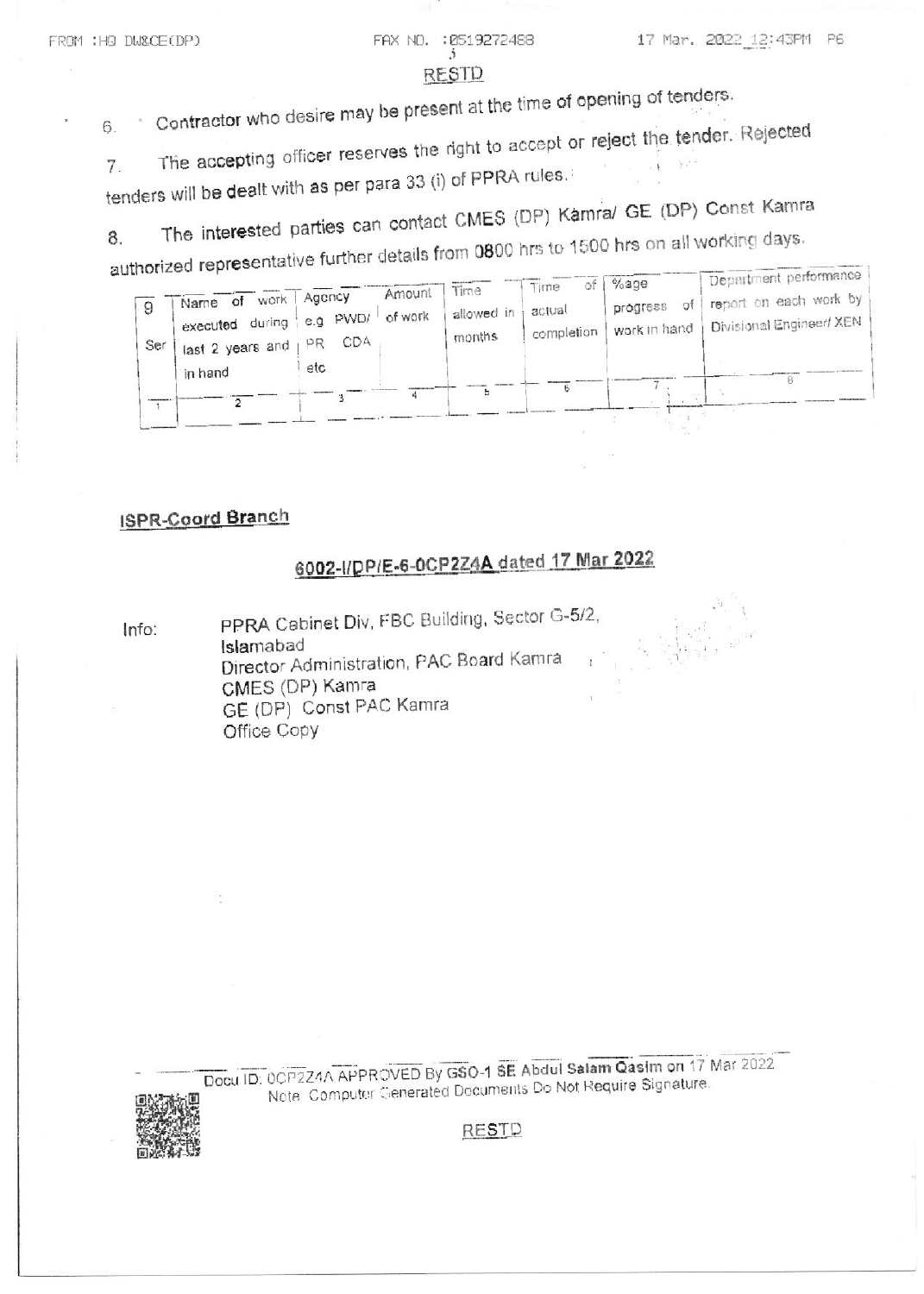RESTD

6. Contractor who desire may be present at the time of opening of tenders.

7. The accepting officer reserves the right to accept or reject the tender. Rejected tenders will be dealt with as per para 33 (i) of PPRA rules.

8. The interested parties can contact CMES (DP) Kamra/ GE (DP) Const Kamra authorized representative further details from 0800 hrs to 1500 hrs on all working days.

| 9<br>Ser | Name of work executed during last 2 years and in hand | Agency e.g PWD/ PR CDA etc | Amount of work | Time allowed in months | Time of actual completion | %age progress of work in hand | Department performance report on each work by Divisional Engineer/ XEN |
|---|---|---|---|---|---|---|---|
| 1 | 2 | 3 | 4 | 5 | 6 | 7 | 8 |

**ISPR-Coord Branch**

**6002-I/DP/E-6-0CP2Z4A dated 17 Mar 2022**

Info: PPRA Cabinet Div, FBC Building, Sector G-5/2, Islamabad
Director Administration, PAC Board Kamra
CMES (DP) Kamra
GE (DP) Const PAC Kamra
Office Copy

Docu ID: 0CP2Z4A APPROVED By GSO-1 SE **Abdul Salam Qasim** on 17 Mar 2022
Note: Computer Generated Documents Do Not Require Signature.

RESTD